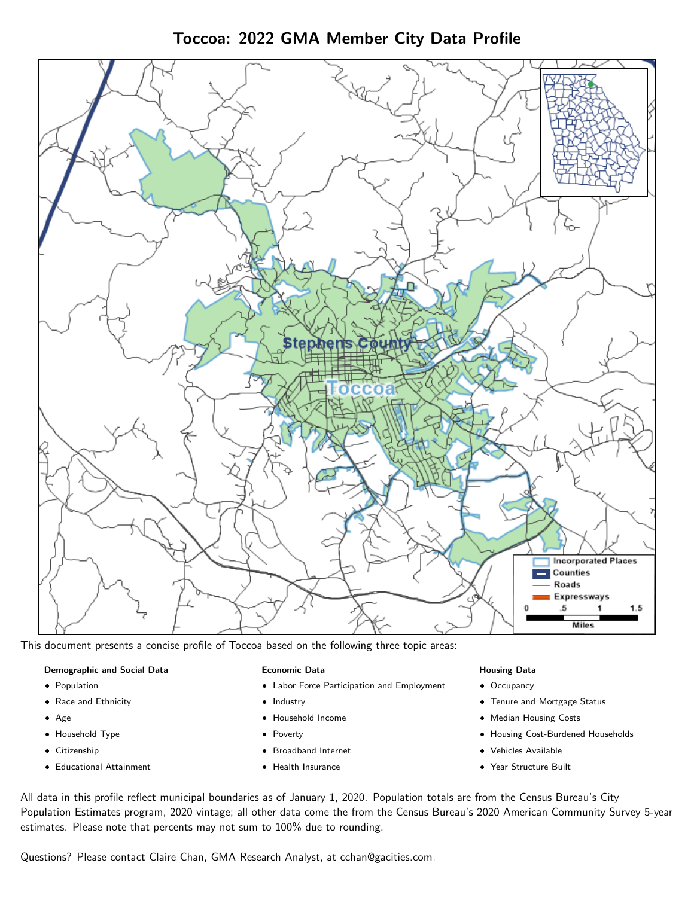# Toccoa: 2022 GMA Member City Data Profile

This document presents a concise profile of Toccoa based on the following three topic areas:

**Demographic and Social Data**

- Population
- Race and Ethnicity
- Age
- Household Type
- Citizenship
- Educational Attainment

**Economic Data**

- Labor Force Participation and Employment
- Industry
- Household Income
- Poverty
- Broadband Internet
- Health Insurance

**Housing Data**

- Occupancy
- Tenure and Mortgage Status
- Median Housing Costs
- Housing Cost-Burdened Households
- Vehicles Available
- Year Structure Built

All data in this profile reflect municipal boundaries as of January 1, 2020. Population totals are from the Census Bureau's City Population Estimates program, 2020 vintage; all other data come the from the Census Bureau's 2020 American Community Survey 5-year estimates. Please note that percents may not sum to 100% due to rounding.

Questions? Please contact Claire Chan, GMA Research Analyst, at cchan@gacities.com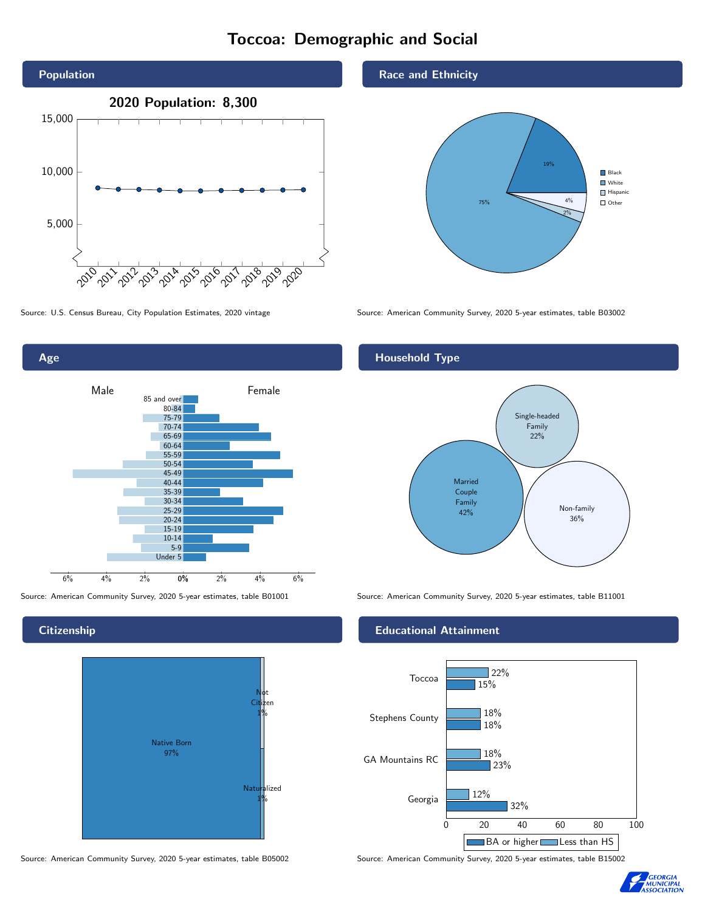# Toccoa: Demographic and Social

## Population

2020 Population: 8,300

Source: U.S. Census Bureau, City Population Estimates, 2020 vintage

## Race and Ethnicity

| Race/Ethnicity | Percent |
| --- | --- |
| Black | 19% |
| White | 75% |
| Hispanic | 2% |
| Other | 4% |

Source: American Community Survey, 2020 5-year estimates, table B03002

## Age

Source: American Community Survey, 2020 5-year estimates, table B01001

## Household Type

| Household Type | Percent |
| --- | --- |
| Married Couple Family | 42% |
| Single-headed Family | 22% |
| Non-family | 36% |

Source: American Community Survey, 2020 5-year estimates, table B11001

## Citizenship

| Citizenship | Percent |
| --- | --- |
| Native Born | 97% |
| Not Citizen | 1% |
| Naturalized | 1% |

Source: American Community Survey, 2020 5-year estimates, table B05002

## Educational Attainment

| Area | Less than HS | BA or higher |
| --- | --- | --- |
| Toccoa | 22% | 15% |
| Stephens County | 18% | 18% |
| GA Mountains RC | 18% | 23% |
| Georgia | 12% | 32% |

Source: American Community Survey, 2020 5-year estimates, table B15002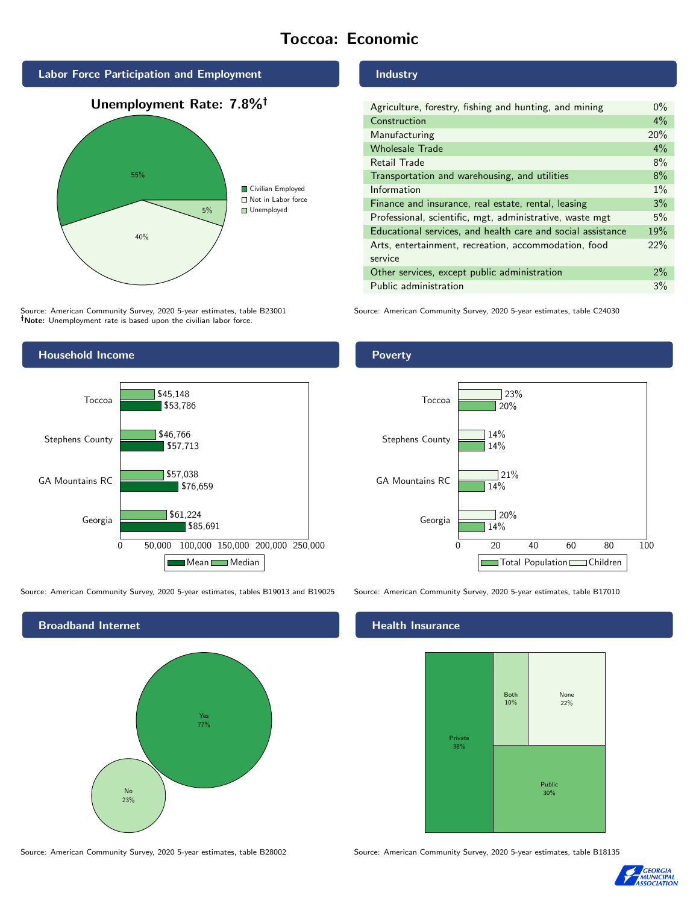# Toccoa: Economic

## Labor Force Participation and Employment

**Unemployment Rate: 7.8%†**

| Category | Percent |
| --- | --- |
| Civilian Employed | 55% |
| Not in Labor force | 40% |
| Unemployed | 5% |

Source: American Community Survey, 2020 5-year estimates, table B23001
**†Note:** Unemployment rate is based upon the civilian labor force.

## Industry

| Industry | Percent |
| --- | --- |
| Agriculture, forestry, fishing and hunting, and mining | 0% |
| Construction | 4% |
| Manufacturing | 20% |
| Wholesale Trade | 4% |
| Retail Trade | 8% |
| Transportation and warehousing, and utilities | 8% |
| Information | 1% |
| Finance and insurance, real estate, rental, leasing | 3% |
| Professional, scientific, mgt, administrative, waste mgt | 5% |
| Educational services, and health care and social assistance | 19% |
| Arts, entertainment, recreation, accommodation, food service | 22% |
| Other services, except public administration | 2% |
| Public administration | 3% |

Source: American Community Survey, 2020 5-year estimates, table C24030

## Household Income

| | Median | Mean |
| --- | --- | --- |
| Toccoa | $45,148 | $53,786 |
| Stephens County | $46,766 | $57,713 |
| GA Mountains RC | $57,038 | $76,659 |
| Georgia | $61,224 | $85,691 |

Source: American Community Survey, 2020 5-year estimates, tables B19013 and B19025

## Poverty

| | Children | Total Population |
| --- | --- | --- |
| Toccoa | 23% | 20% |
| Stephens County | 14% | 14% |
| GA Mountains RC | 21% | 14% |
| Georgia | 20% | 14% |

Source: American Community Survey, 2020 5-year estimates, table B17010

## Broadband Internet

| | Percent |
| --- | --- |
| Yes | 77% |
| No | 23% |

Source: American Community Survey, 2020 5-year estimates, table B28002

## Health Insurance

| | Percent |
| --- | --- |
| Private | 38% |
| Both | 10% |
| None | 22% |
| Public | 30% |

Source: American Community Survey, 2020 5-year estimates, table B18135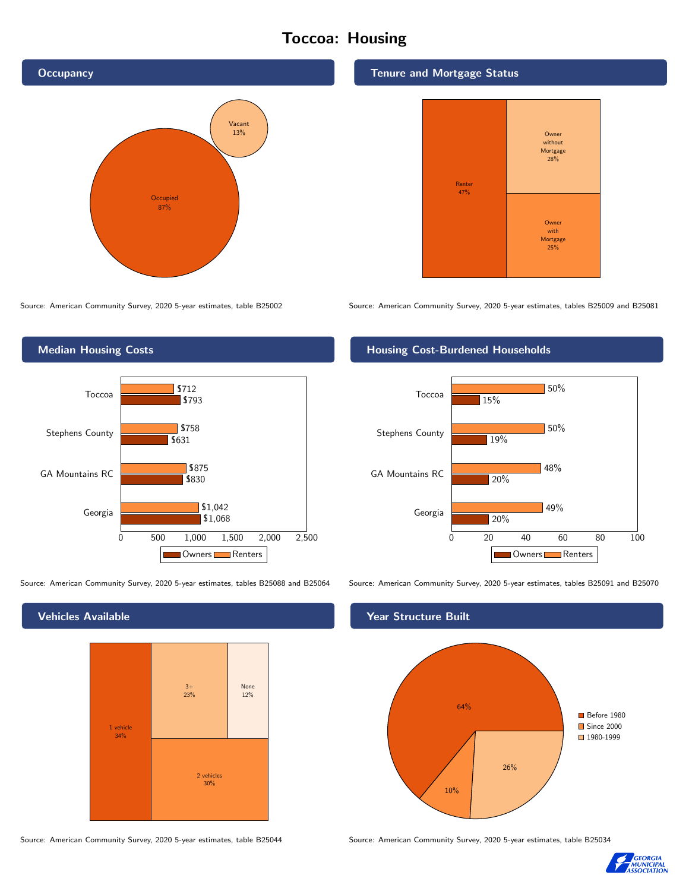# Toccoa: Housing

## Occupancy

Vacant
13%

Occupied
87%

Source: American Community Survey, 2020 5-year estimates, table B25002

## Tenure and Mortgage Status

Renter
47%

Owner without Mortgage
28%

Owner with Mortgage
25%

Source: American Community Survey, 2020 5-year estimates, tables B25009 and B25081

## Median Housing Costs

Toccoa
$712
$793

Stephens County
$758
$631

GA Mountains RC
$875
$830

Georgia
$1,042
$1,068

0 500 1,000 1,500 2,000 2,500

Owners Renters

Source: American Community Survey, 2020 5-year estimates, tables B25088 and B25064

## Housing Cost-Burdened Households

Toccoa
50%
15%

Stephens County
50%
19%

GA Mountains RC
48%
20%

Georgia
49%
20%

0 20 40 60 80 100

Owners Renters

Source: American Community Survey, 2020 5-year estimates, tables B25091 and B25070

## Vehicles Available

1 vehicle
34%

3+
23%

None
12%

2 vehicles
30%

Source: American Community Survey, 2020 5-year estimates, table B25044

## Year Structure Built

64%

10%

26%

Before 1980
Since 2000
1980-1999

Source: American Community Survey, 2020 5-year estimates, table B25034